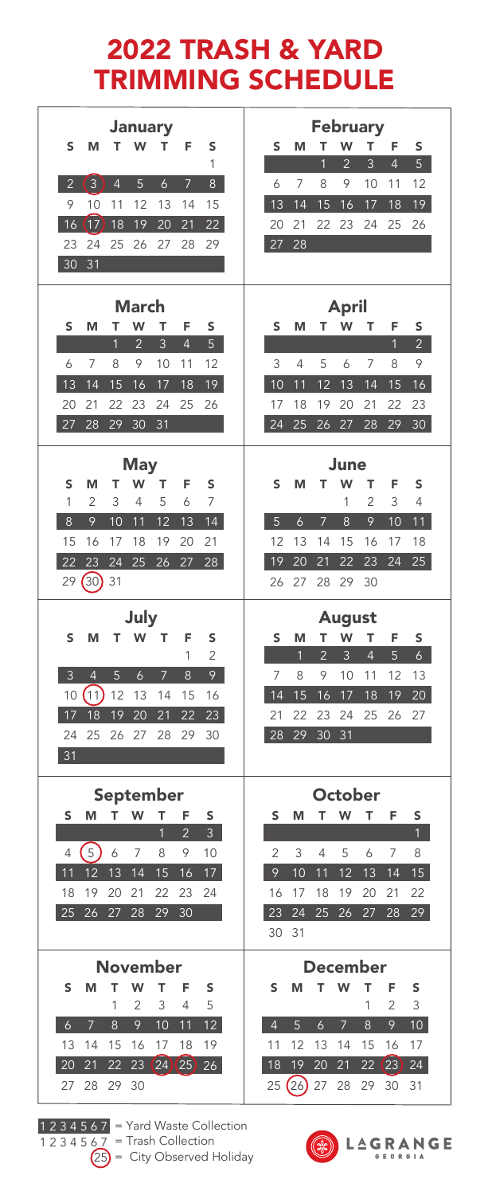# 2022 TRASH & YARD TRIMMING SCHEDULE

## January

| S | M | T | W | T | F | S |
|---|---|---|---|---|---|---|
| | | | | | | 1 |
| 2 | (3) | 4 | 5 | 6 | 7 | 8 |
| 9 | 10 | 11 | 12 | 13 | 14 | 15 |
| 16 | (17) | 18 | 19 | 20 | 21 | 22 |
| 23 | 24 | 25 | 26 | 27 | 28 | 29 |
| 30 | 31 | | | | | |

## February

| S | M | T | W | T | F | S |
|---|---|---|---|---|---|---|
| | | 1 | 2 | 3 | 4 | 5 |
| 6 | 7 | 8 | 9 | 10 | 11 | 12 |
| 13 | 14 | 15 | 16 | 17 | 18 | 19 |
| 20 | 21 | 22 | 23 | 24 | 25 | 26 |
| 27 | 28 | | | | | |

## March

| S | M | T | W | T | F | S |
|---|---|---|---|---|---|---|
| | | 1 | 2 | 3 | 4 | 5 |
| 6 | 7 | 8 | 9 | 10 | 11 | 12 |
| 13 | 14 | 15 | 16 | 17 | 18 | 19 |
| 20 | 21 | 22 | 23 | 24 | 25 | 26 |
| 27 | 28 | 29 | 30 | 31 | | |

## April

| S | M | T | W | T | F | S |
|---|---|---|---|---|---|---|
| | | | | | 1 | 2 |
| 3 | 4 | 5 | 6 | 7 | 8 | 9 |
| 10 | 11 | 12 | 13 | 14 | 15 | 16 |
| 17 | 18 | 19 | 20 | 21 | 22 | 23 |
| 24 | 25 | 26 | 27 | 28 | 29 | 30 |

## May

| S | M | T | W | T | F | S |
|---|---|---|---|---|---|---|
| 1 | 2 | 3 | 4 | 5 | 6 | 7 |
| 8 | 9 | 10 | 11 | 12 | 13 | 14 |
| 15 | 16 | 17 | 18 | 19 | 20 | 21 |
| 22 | 23 | 24 | 25 | 26 | 27 | 28 |
| 29 | (30) | 31 | | | | |

## June

| S | M | T | W | T | F | S |
|---|---|---|---|---|---|---|
| | | | 1 | 2 | 3 | 4 |
| 5 | 6 | 7 | 8 | 9 | 10 | 11 |
| 12 | 13 | 14 | 15 | 16 | 17 | 18 |
| 19 | 20 | 21 | 22 | 23 | 24 | 25 |
| 26 | 27 | 28 | 29 | 30 | | |

## July

| S | M | T | W | T | F | S |
|---|---|---|---|---|---|---|
| | | | | | 1 | 2 |
| 3 | 4 | 5 | 6 | 7 | 8 | 9 |
| 10 | (11) | 12 | 13 | 14 | 15 | 16 |
| 17 | 18 | 19 | 20 | 21 | 22 | 23 |
| 24 | 25 | 26 | 27 | 28 | 29 | 30 |
| 31 | | | | | | |

## August

| S | M | T | W | T | F | S |
|---|---|---|---|---|---|---|
| | 1 | 2 | 3 | 4 | 5 | 6 |
| 7 | 8 | 9 | 10 | 11 | 12 | 13 |
| 14 | 15 | 16 | 17 | 18 | 19 | 20 |
| 21 | 22 | 23 | 24 | 25 | 26 | 27 |
| 28 | 29 | 30 | 31 | | | |

## September

| S | M | T | W | T | F | S |
|---|---|---|---|---|---|---|
| | | | | 1 | 2 | 3 |
| 4 | (5) | 6 | 7 | 8 | 9 | 10 |
| 11 | 12 | 13 | 14 | 15 | 16 | 17 |
| 18 | 19 | 20 | 21 | 22 | 23 | 24 |
| 25 | 26 | 27 | 28 | 29 | 30 | |

## October

| S | M | T | W | T | F | S |
|---|---|---|---|---|---|---|
| | | | | | | 1 |
| 2 | 3 | 4 | 5 | 6 | 7 | 8 |
| 9 | 10 | 11 | 12 | 13 | 14 | 15 |
| 16 | 17 | 18 | 19 | 20 | 21 | 22 |
| 23 | 24 | 25 | 26 | 27 | 28 | 29 |
| 30 | 31 | | | | | |

## November

| S | M | T | W | T | F | S |
|---|---|---|---|---|---|---|
| | | 1 | 2 | 3 | 4 | 5 |
| 6 | 7 | 8 | 9 | 10 | 11 | 12 |
| 13 | 14 | 15 | 16 | 17 | 18 | 19 |
| 20 | 21 | 22 | 23 | (24) | (25) | 26 |
| 27 | 28 | 29 | 30 | | | |

## December

| S | M | T | W | T | F | S |
|---|---|---|---|---|---|---|
| | | | | 1 | 2 | 3 |
| 4 | 5 | 6 | 7 | 8 | 9 | 10 |
| 11 | 12 | 13 | 14 | 15 | 16 | 17 |
| 18 | 19 | 20 | 21 | 22 | (23) | 24 |
| 25 | (26) | 27 | 28 | 29 | 30 | 31 |

1 2 3 4 5 6 7 = Yard Waste Collection (highlighted weeks)

1 2 3 4 5 6 7 = Trash Collection

(25) = City Observed Holiday

LAGRANGE GEORGIA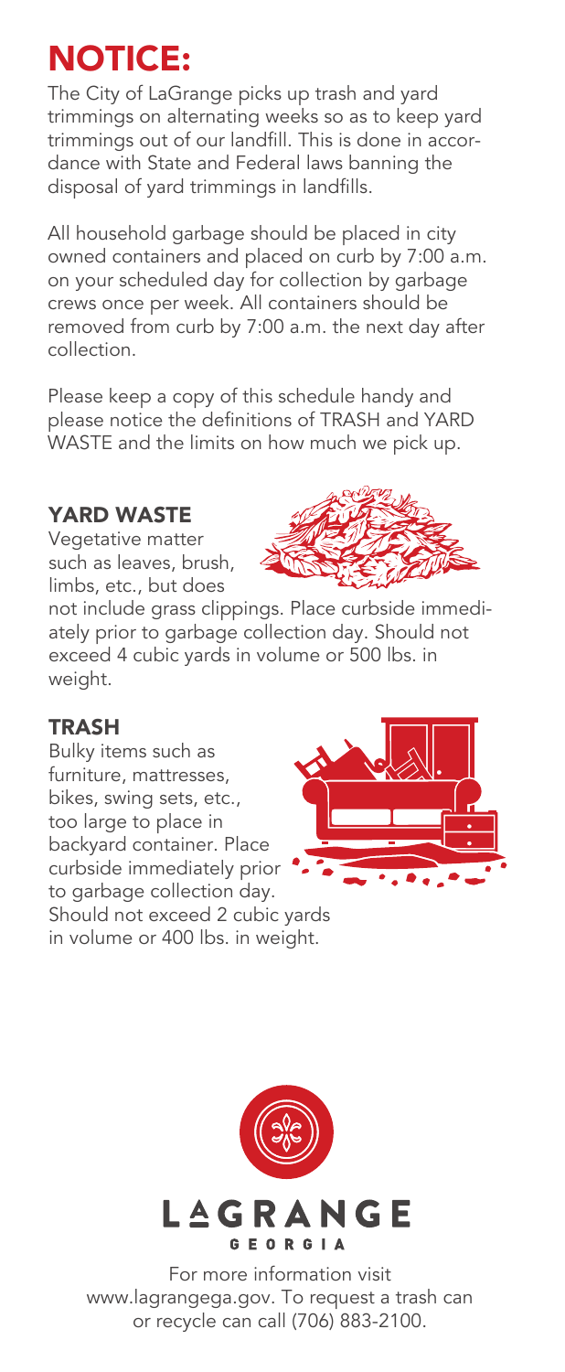# NOTICE:

The City of LaGrange picks up trash and yard trimmings on alternating weeks so as to keep yard trimmings out of our landfill. This is done in accordance with State and Federal laws banning the disposal of yard trimmings in landfills.

All household garbage should be placed in city owned containers and placed on curb by 7:00 a.m. on your scheduled day for collection by garbage crews once per week. All containers should be removed from curb by 7:00 a.m. the next day after collection.

Please keep a copy of this schedule handy and please notice the definitions of TRASH and YARD WASTE and the limits on how much we pick up.

### YARD WASTE

Vegetative matter such as leaves, brush, limbs, etc., but does not include grass clippings. Place curbside immediately prior to garbage collection day. Should not exceed 4 cubic yards in volume or 500 lbs. in weight.

### TRASH

Bulky items such as furniture, mattresses, bikes, swing sets, etc., too large to place in backyard container. Place curbside immediately prior to garbage collection day. Should not exceed 2 cubic yards in volume or 400 lbs. in weight.

LAGRANGE
GEORGIA

For more information visit www.lagrangega.gov. To request a trash can or recycle can call (706) 883-2100.